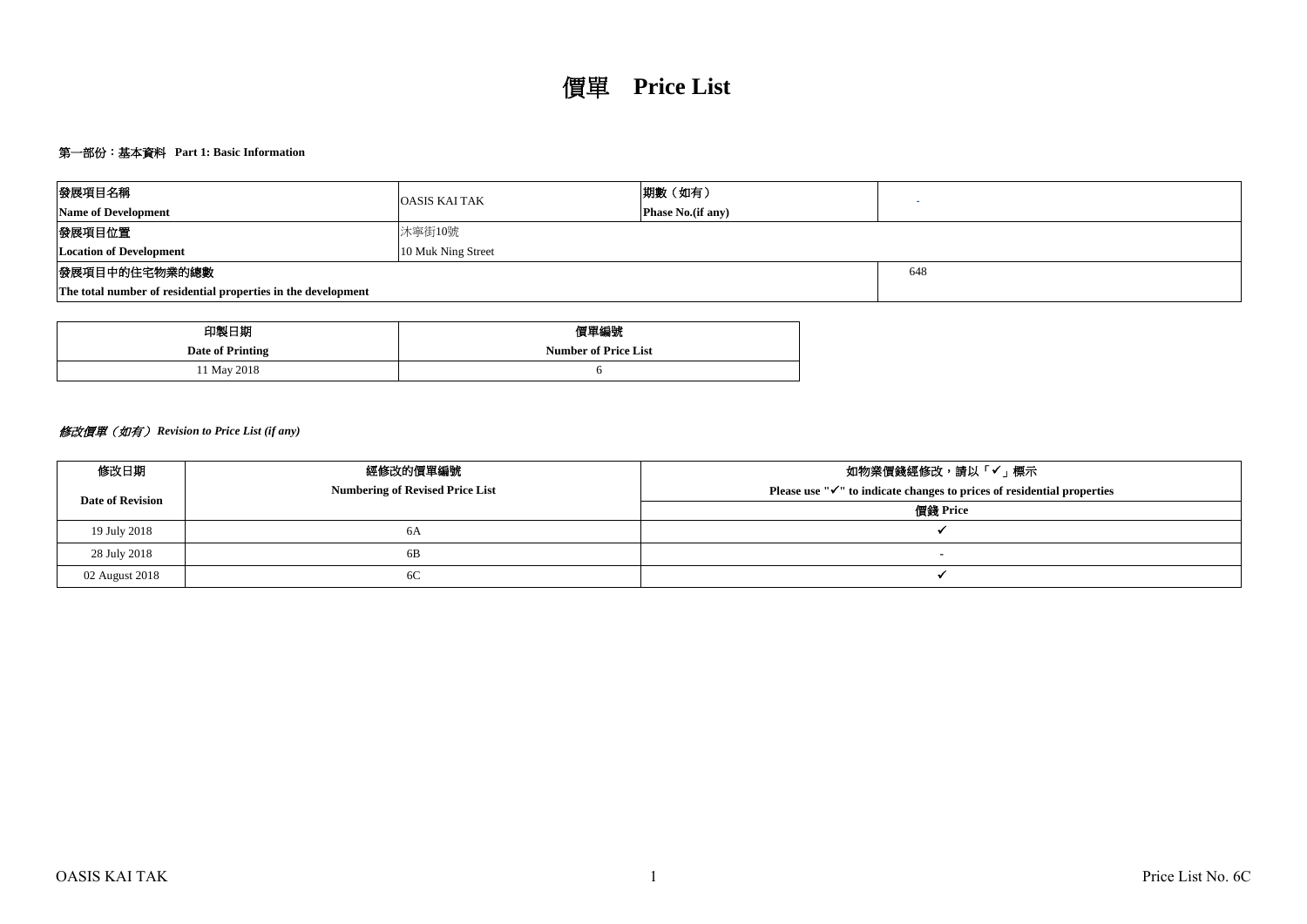# 價單 **Price List**

### 第一部份：基本資料 Part 1: Basic Information

| 發展項目名稱<br>**Name of Development** | OASIS KAI TAK | 期數（如有）<br>**Phase No.(if any)** | - |
|---|---|---|---|
| 發展項目位置<br>**Location of Development** | 沐寧街10號<br>10 Muk Ning Street | | |
| 發展項目中的住宅物業的總數<br>**The total number of residential properties in the development** | | | 648 |

| 印製日期<br>**Date of Printing** | 價單編號<br>**Number of Price List** |
|---|---|
| 11 May 2018 | 6 |

***修改價單（如有） Revision to Price List (if any)***

| 修改日期<br>**Date of Revision** | 經修改的價單編號<br>**Numbering of Revised Price List** | 如物業價錢經修改，請以「✓」標示<br>**Please use "✓" to indicate changes to prices of residential properties** |
|---|---|---|
| | | 價錢 **Price** |
| 19 July 2018 | 6A | ✓ |
| 28 July 2018 | 6B | - |
| 02 August 2018 | 6C | ✓ |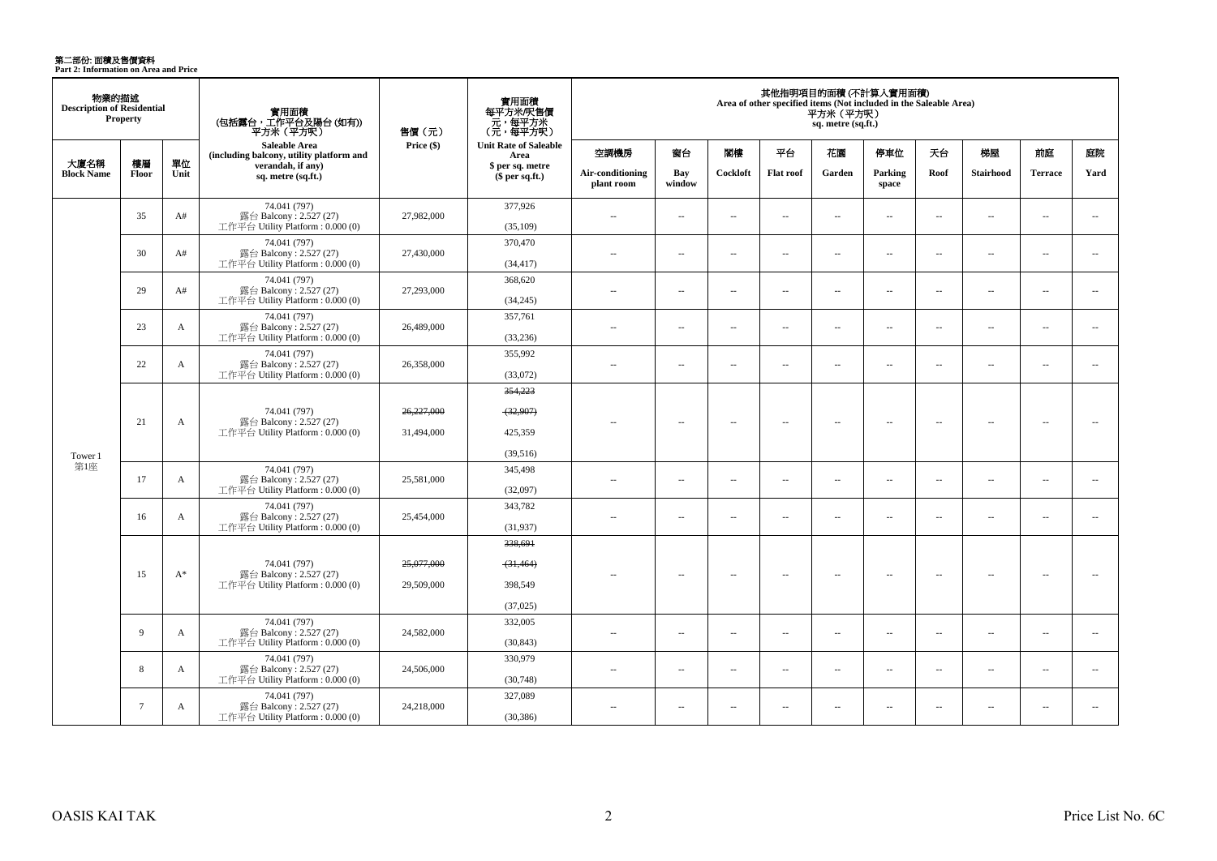# 第二部份: 面積及售價資料
**Part 2: Information on Area and Price**

| 物業的描述 Description of Residential Property | | | 實用面積 (包括露台，工作平台及陽台 (如有)) 平方米（平方呎） | 售價（元） | 實用面積 每平方米/呎售價 元，每平方米 （元，每平方呎） | 其他指明項目的面積 (不計算入實用面積) Area of other specified items (Not included in the Saleable Area) 平方米（平方呎） sq. metre (sq.ft.) | | | | | | | | | |
|---|---|---|---|---|---|---|---|---|---|---|---|---|---|---|---|
| 大廈名稱 Block Name | 樓層 Floor | 單位 Unit | Saleable Area (including balcony, utility platform and verandah, if any) sq. metre (sq.ft.) | Price ($) | Unit Rate of Saleable Area $ per sq. metre ($ per sq.ft.) | 空調機房 Air-conditioning plant room | 窗台 Bay window | 閣樓 Cockloft | 平台 Flat roof | 花園 Garden | 停車位 Parking space | 天台 Roof | 梯屋 Stairhood | 前庭 Terrace | 庭院 Yard |
| Tower 1 第1座 | 35 | A# | 74.041 (797) 露台 Balcony : 2.527 (27) 工作平台 Utility Platform : 0.000 (0) | 27,982,000 | 377,926 (35,109) | -- | -- | -- | -- | -- | -- | -- | -- | -- | -- |
| | 30 | A# | 74.041 (797) 露台 Balcony : 2.527 (27) 工作平台 Utility Platform : 0.000 (0) | 27,430,000 | 370,470 (34,417) | -- | -- | -- | -- | -- | -- | -- | -- | -- | -- |
| | 29 | A# | 74.041 (797) 露台 Balcony : 2.527 (27) 工作平台 Utility Platform : 0.000 (0) | 27,293,000 | 368,620 (34,245) | -- | -- | -- | -- | -- | -- | -- | -- | -- | -- |
| | 23 | A | 74.041 (797) 露台 Balcony : 2.527 (27) 工作平台 Utility Platform : 0.000 (0) | 26,489,000 | 357,761 (33,236) | -- | -- | -- | -- | -- | -- | -- | -- | -- | -- |
| | 22 | A | 74.041 (797) 露台 Balcony : 2.527 (27) 工作平台 Utility Platform : 0.000 (0) | 26,358,000 | 355,992 (33,072) | -- | -- | -- | -- | -- | -- | -- | -- | -- | -- |
| | 21 | A | 74.041 (797) 露台 Balcony : 2.527 (27) 工作平台 Utility Platform : 0.000 (0) | ~~26,227,000~~ 31,494,000 | ~~354,223~~ ~~(32,907)~~ 425,359 (39,516) | -- | -- | -- | -- | -- | -- | -- | -- | -- | -- |
| | 17 | A | 74.041 (797) 露台 Balcony : 2.527 (27) 工作平台 Utility Platform : 0.000 (0) | 25,581,000 | 345,498 (32,097) | -- | -- | -- | -- | -- | -- | -- | -- | -- | -- |
| | 16 | A | 74.041 (797) 露台 Balcony : 2.527 (27) 工作平台 Utility Platform : 0.000 (0) | 25,454,000 | 343,782 (31,937) | -- | -- | -- | -- | -- | -- | -- | -- | -- | -- |
| | 15 | A* | 74.041 (797) 露台 Balcony : 2.527 (27) 工作平台 Utility Platform : 0.000 (0) | ~~25,077,000~~ 29,509,000 | ~~338,691~~ ~~(31,464)~~ 398,549 (37,025) | -- | -- | -- | -- | -- | -- | -- | -- | -- | -- |
| | 9 | A | 74.041 (797) 露台 Balcony : 2.527 (27) 工作平台 Utility Platform : 0.000 (0) | 24,582,000 | 332,005 (30,843) | -- | -- | -- | -- | -- | -- | -- | -- | -- | -- |
| | 8 | A | 74.041 (797) 露台 Balcony : 2.527 (27) 工作平台 Utility Platform : 0.000 (0) | 24,506,000 | 330,979 (30,748) | -- | -- | -- | -- | -- | -- | -- | -- | -- | -- |
| | 7 | A | 74.041 (797) 露台 Balcony : 2.527 (27) 工作平台 Utility Platform : 0.000 (0) | 24,218,000 | 327,089 (30,386) | -- | -- | -- | -- | -- | -- | -- | -- | -- | -- |

OASIS KAI TAK Price List No. 6C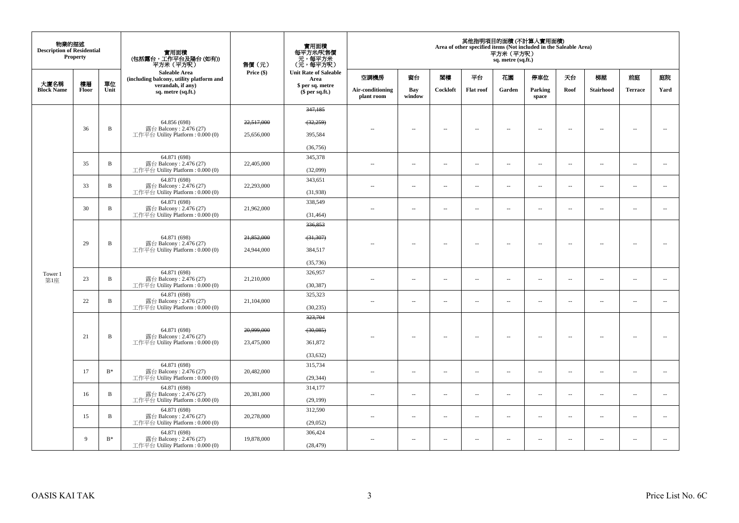| 物業的描述 Description of Residential Property | | | 實用面積 (包括露台，工作平台及陽台 (如有)) 平方米（平方呎） Saleable Area (including balcony, utility platform and verandah, if any) sq. metre (sq.ft.) | 售價（元） Price ($) | 實用面積 每平方米/呎售價 元，每平方米 (元，每平方呎) Unit Rate of Saleable Area $ per sq. metre ($ per sq.ft.) | 其他指明項目的面積 (不計算入實用面積) Area of other specified items (Not included in the Saleable Area) 平方米（平方呎） sq. metre (sq.ft.) | | | | | | | | | |
|---|---|---|---|---|---|---|---|---|---|---|---|---|---|---|---|
| 大廈名稱 Block Name | 樓層 Floor | 單位 Unit | | | | 空調機房 Air-conditioning plant room | 窗台 Bay window | 閣樓 Cockloft | 平台 Flat roof | 花園 Garden | 停車位 Parking space | 天台 Roof | 梯屋 Stairhood | 前庭 Terrace | 庭院 Yard |
| Tower 1 第1座 | 36 | B | 64.856 (698) 露台 Balcony : 2.476 (27) 工作平台 Utility Platform : 0.000 (0) | ~~22,517,000~~ 25,656,000 | ~~347,185~~ ~~(32,259)~~ 395,584 (36,756) | -- | -- | -- | -- | -- | -- | -- | -- | -- | -- |
| | 35 | B | 64.871 (698) 露台 Balcony : 2.476 (27) 工作平台 Utility Platform : 0.000 (0) | 22,405,000 | 345,378 (32,099) | -- | -- | -- | -- | -- | -- | -- | -- | -- | -- |
| | 33 | B | 64.871 (698) 露台 Balcony : 2.476 (27) 工作平台 Utility Platform : 0.000 (0) | 22,293,000 | 343,651 (31,938) | -- | -- | -- | -- | -- | -- | -- | -- | -- | -- |
| | 30 | B | 64.871 (698) 露台 Balcony : 2.476 (27) 工作平台 Utility Platform : 0.000 (0) | 21,962,000 | 338,549 (31,464) | -- | -- | -- | -- | -- | -- | -- | -- | -- | -- |
| | 29 | B | 64.871 (698) 露台 Balcony : 2.476 (27) 工作平台 Utility Platform : 0.000 (0) | ~~21,852,000~~ 24,944,000 | ~~336,853~~ ~~(31,307)~~ 384,517 (35,736) | -- | -- | -- | -- | -- | -- | -- | -- | -- | -- |
| | 23 | B | 64.871 (698) 露台 Balcony : 2.476 (27) 工作平台 Utility Platform : 0.000 (0) | 21,210,000 | 326,957 (30,387) | -- | -- | -- | -- | -- | -- | -- | -- | -- | -- |
| | 22 | B | 64.871 (698) 露台 Balcony : 2.476 (27) 工作平台 Utility Platform : 0.000 (0) | 21,104,000 | 325,323 (30,235) | -- | -- | -- | -- | -- | -- | -- | -- | -- | -- |
| | 21 | B | 64.871 (698) 露台 Balcony : 2.476 (27) 工作平台 Utility Platform : 0.000 (0) | ~~20,999,000~~ 23,475,000 | ~~323,704~~ ~~(30,085)~~ 361,872 (33,632) | -- | -- | -- | -- | -- | -- | -- | -- | -- | -- |
| | 17 | B* | 64.871 (698) 露台 Balcony : 2.476 (27) 工作平台 Utility Platform : 0.000 (0) | 20,482,000 | 315,734 (29,344) | -- | -- | -- | -- | -- | -- | -- | -- | -- | -- |
| | 16 | B | 64.871 (698) 露台 Balcony : 2.476 (27) 工作平台 Utility Platform : 0.000 (0) | 20,381,000 | 314,177 (29,199) | -- | -- | -- | -- | -- | -- | -- | -- | -- | -- |
| | 15 | B | 64.871 (698) 露台 Balcony : 2.476 (27) 工作平台 Utility Platform : 0.000 (0) | 20,278,000 | 312,590 (29,052) | -- | -- | -- | -- | -- | -- | -- | -- | -- | -- |
| | 9 | B* | 64.871 (698) 露台 Balcony : 2.476 (27) 工作平台 Utility Platform : 0.000 (0) | 19,878,000 | 306,424 (28,479) | -- | -- | -- | -- | -- | -- | -- | -- | -- | -- |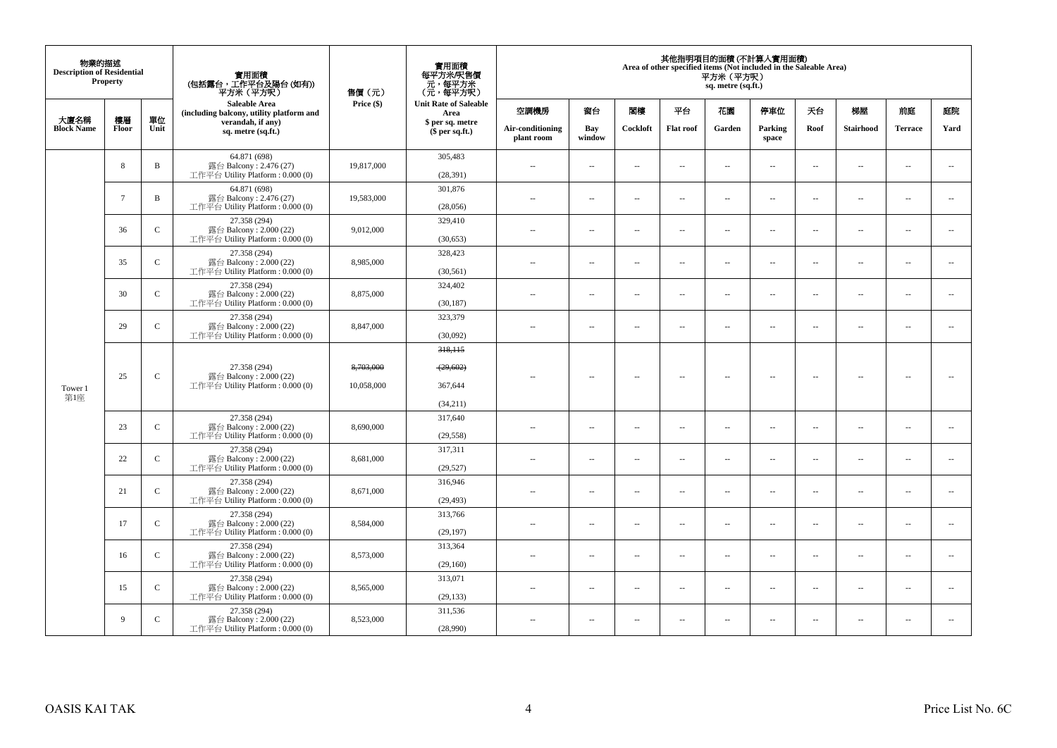| 物業的描述 Description of Residential Property | | | 實用面積 (包括露台，工作平台及陽台 (如有)) 平方米（平方呎） Saleable Area (including balcony, utility platform and verandah, if any) sq. metre (sq.ft.) | 售價（元） Price ($) | 實用面積 每平方米/呎售價 元，每平方米 (元，每平方呎) Unit Rate of Saleable Area $ per sq. metre ($ per sq.ft.) | 其他指明項目的面積 (不計算入實用面積) Area of other specified items (Not included in the Saleable Area) 平方米（平方呎） sq. metre (sq.ft.) | | | | | | | | | |
|---|---|---|---|---|---|---|---|---|---|---|---|---|---|---|---|
| 大廈名稱 Block Name | 樓層 Floor | 單位 Unit | | | | 空調機房 Air-conditioning plant room | 窗台 Bay window | 閣樓 Cockloft | 平台 Flat roof | 花園 Garden | 停車位 Parking space | 天台 Roof | 梯屋 Stairhood | 前庭 Terrace | 庭院 Yard |
| Tower 1 第1座 | 8 | B | 64.871 (698) 露台 Balcony : 2.476 (27) 工作平台 Utility Platform : 0.000 (0) | 19,817,000 | 305,483 (28,391) | -- | -- | -- | -- | -- | -- | -- | -- | -- | -- |
| | 7 | B | 64.871 (698) 露台 Balcony : 2.476 (27) 工作平台 Utility Platform : 0.000 (0) | 19,583,000 | 301,876 (28,056) | -- | -- | -- | -- | -- | -- | -- | -- | -- | -- |
| | 36 | C | 27.358 (294) 露台 Balcony : 2.000 (22) 工作平台 Utility Platform : 0.000 (0) | 9,012,000 | 329,410 (30,653) | -- | -- | -- | -- | -- | -- | -- | -- | -- | -- |
| | 35 | C | 27.358 (294) 露台 Balcony : 2.000 (22) 工作平台 Utility Platform : 0.000 (0) | 8,985,000 | 328,423 (30,561) | -- | -- | -- | -- | -- | -- | -- | -- | -- | -- |
| | 30 | C | 27.358 (294) 露台 Balcony : 2.000 (22) 工作平台 Utility Platform : 0.000 (0) | 8,875,000 | 324,402 (30,187) | -- | -- | -- | -- | -- | -- | -- | -- | -- | -- |
| | 29 | C | 27.358 (294) 露台 Balcony : 2.000 (22) 工作平台 Utility Platform : 0.000 (0) | 8,847,000 | 323,379 (30,092) | -- | -- | -- | -- | -- | -- | -- | -- | -- | -- |
| | 25 | C | 27.358 (294) 露台 Balcony : 2.000 (22) 工作平台 Utility Platform : 0.000 (0) | ~~8,703,000~~ 10,058,000 | ~~318,115~~ ~~(29,602)~~ 367,644 (34,211) | -- | -- | -- | -- | -- | -- | -- | -- | -- | -- |
| | 23 | C | 27.358 (294) 露台 Balcony : 2.000 (22) 工作平台 Utility Platform : 0.000 (0) | 8,690,000 | 317,640 (29,558) | -- | -- | -- | -- | -- | -- | -- | -- | -- | -- |
| | 22 | C | 27.358 (294) 露台 Balcony : 2.000 (22) 工作平台 Utility Platform : 0.000 (0) | 8,681,000 | 317,311 (29,527) | -- | -- | -- | -- | -- | -- | -- | -- | -- | -- |
| | 21 | C | 27.358 (294) 露台 Balcony : 2.000 (22) 工作平台 Utility Platform : 0.000 (0) | 8,671,000 | 316,946 (29,493) | -- | -- | -- | -- | -- | -- | -- | -- | -- | -- |
| | 17 | C | 27.358 (294) 露台 Balcony : 2.000 (22) 工作平台 Utility Platform : 0.000 (0) | 8,584,000 | 313,766 (29,197) | -- | -- | -- | -- | -- | -- | -- | -- | -- | -- |
| | 16 | C | 27.358 (294) 露台 Balcony : 2.000 (22) 工作平台 Utility Platform : 0.000 (0) | 8,573,000 | 313,364 (29,160) | -- | -- | -- | -- | -- | -- | -- | -- | -- | -- |
| | 15 | C | 27.358 (294) 露台 Balcony : 2.000 (22) 工作平台 Utility Platform : 0.000 (0) | 8,565,000 | 313,071 (29,133) | -- | -- | -- | -- | -- | -- | -- | -- | -- | -- |
| | 9 | C | 27.358 (294) 露台 Balcony : 2.000 (22) 工作平台 Utility Platform : 0.000 (0) | 8,523,000 | 311,536 (28,990) | -- | -- | -- | -- | -- | -- | -- | -- | -- | -- |

OASIS KAI TAK

Price List No. 6C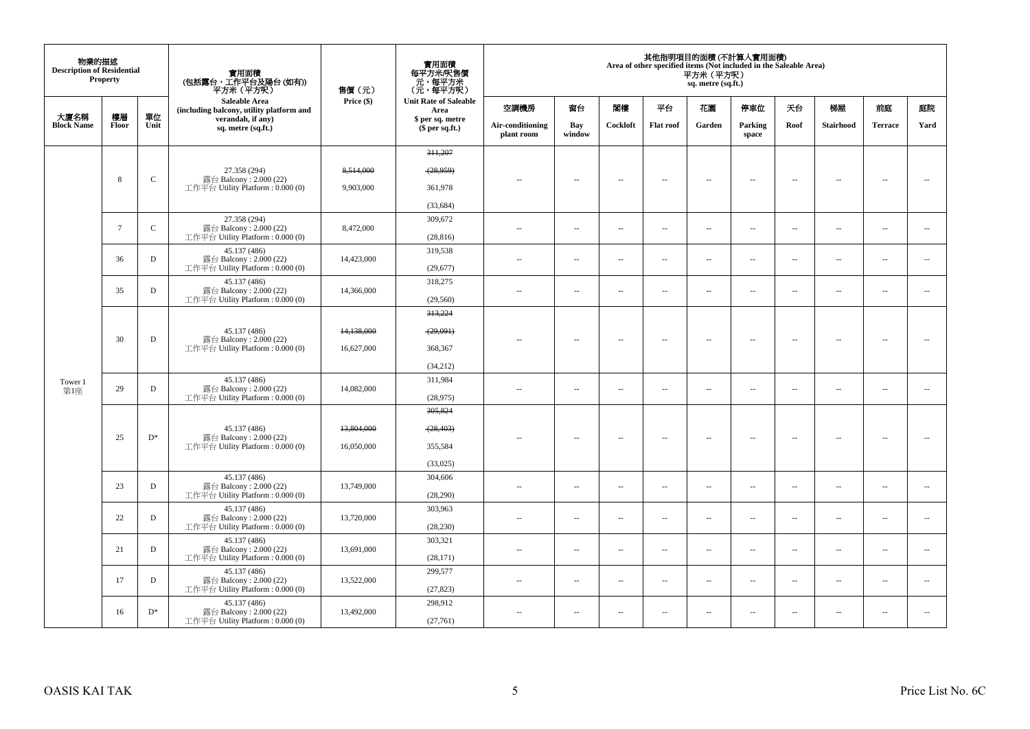| 物業的描述 Description of Residential Property | | | 實用面積 (包括露台，工作平台及陽台 (如有)) 平方米（平方呎） Saleable Area (including balcony, utility platform and verandah, if any) sq. metre (sq.ft.) | 售價（元） Price ($) | 實用面積 每平方米/呎售價 元，每平方米 (元，每平方呎) Unit Rate of Saleable Area $ per sq. metre ($ per sq.ft.) | 其他指明項目的面積 (不計算入實用面積) Area of other specified items (Not included in the Saleable Area) 平方米（平方呎） sq. metre (sq.ft.) | | | | | | | | | |
|---|---|---|---|---|---|---|---|---|---|---|---|---|---|---|---|
| 大廈名稱 Block Name | 樓層 Floor | 單位 Unit | | | | 空調機房 Air-conditioning plant room | 窗台 Bay window | 閣樓 Cockloft | 平台 Flat roof | 花園 Garden | 停車位 Parking space | 天台 Roof | 梯屋 Stairhood | 前庭 Terrace | 庭院 Yard |
| Tower 1 第1座 | 8 | C | 27.358 (294) 露台 Balcony : 2.000 (22) 工作平台 Utility Platform : 0.000 (0) | ~~8,514,000~~ 9,903,000 | ~~311,207~~ ~~(28,959)~~ 361,978 (33,684) | -- | -- | -- | -- | -- | -- | -- | -- | -- | -- |
| | 7 | C | 27.358 (294) 露台 Balcony : 2.000 (22) 工作平台 Utility Platform : 0.000 (0) | 8,472,000 | 309,672 (28,816) | -- | -- | -- | -- | -- | -- | -- | -- | -- | -- |
| | 36 | D | 45.137 (486) 露台 Balcony : 2.000 (22) 工作平台 Utility Platform : 0.000 (0) | 14,423,000 | 319,538 (29,677) | -- | -- | -- | -- | -- | -- | -- | -- | -- | -- |
| | 35 | D | 45.137 (486) 露台 Balcony : 2.000 (22) 工作平台 Utility Platform : 0.000 (0) | 14,366,000 | 318,275 (29,560) | -- | -- | -- | -- | -- | -- | -- | -- | -- | -- |
| | 30 | D | 45.137 (486) 露台 Balcony : 2.000 (22) 工作平台 Utility Platform : 0.000 (0) | ~~14,138,000~~ 16,627,000 | ~~313,224~~ ~~(29,091)~~ 368,367 (34,212) | -- | -- | -- | -- | -- | -- | -- | -- | -- | -- |
| | 29 | D | 45.137 (486) 露台 Balcony : 2.000 (22) 工作平台 Utility Platform : 0.000 (0) | 14,082,000 | 311,984 (28,975) | -- | -- | -- | -- | -- | -- | -- | -- | -- | -- |
| | 25 | D* | 45.137 (486) 露台 Balcony : 2.000 (22) 工作平台 Utility Platform : 0.000 (0) | ~~13,804,000~~ 16,050,000 | ~~305,824~~ ~~(28,403)~~ 355,584 (33,025) | -- | -- | -- | -- | -- | -- | -- | -- | -- | -- |
| | 23 | D | 45.137 (486) 露台 Balcony : 2.000 (22) 工作平台 Utility Platform : 0.000 (0) | 13,749,000 | 304,606 (28,290) | -- | -- | -- | -- | -- | -- | -- | -- | -- | -- |
| | 22 | D | 45.137 (486) 露台 Balcony : 2.000 (22) 工作平台 Utility Platform : 0.000 (0) | 13,720,000 | 303,963 (28,230) | -- | -- | -- | -- | -- | -- | -- | -- | -- | -- |
| | 21 | D | 45.137 (486) 露台 Balcony : 2.000 (22) 工作平台 Utility Platform : 0.000 (0) | 13,691,000 | 303,321 (28,171) | -- | -- | -- | -- | -- | -- | -- | -- | -- | -- |
| | 17 | D | 45.137 (486) 露台 Balcony : 2.000 (22) 工作平台 Utility Platform : 0.000 (0) | 13,522,000 | 299,577 (27,823) | -- | -- | -- | -- | -- | -- | -- | -- | -- | -- |
| | 16 | D* | 45.137 (486) 露台 Balcony : 2.000 (22) 工作平台 Utility Platform : 0.000 (0) | 13,492,000 | 298,912 (27,761) | -- | -- | -- | -- | -- | -- | -- | -- | -- | -- |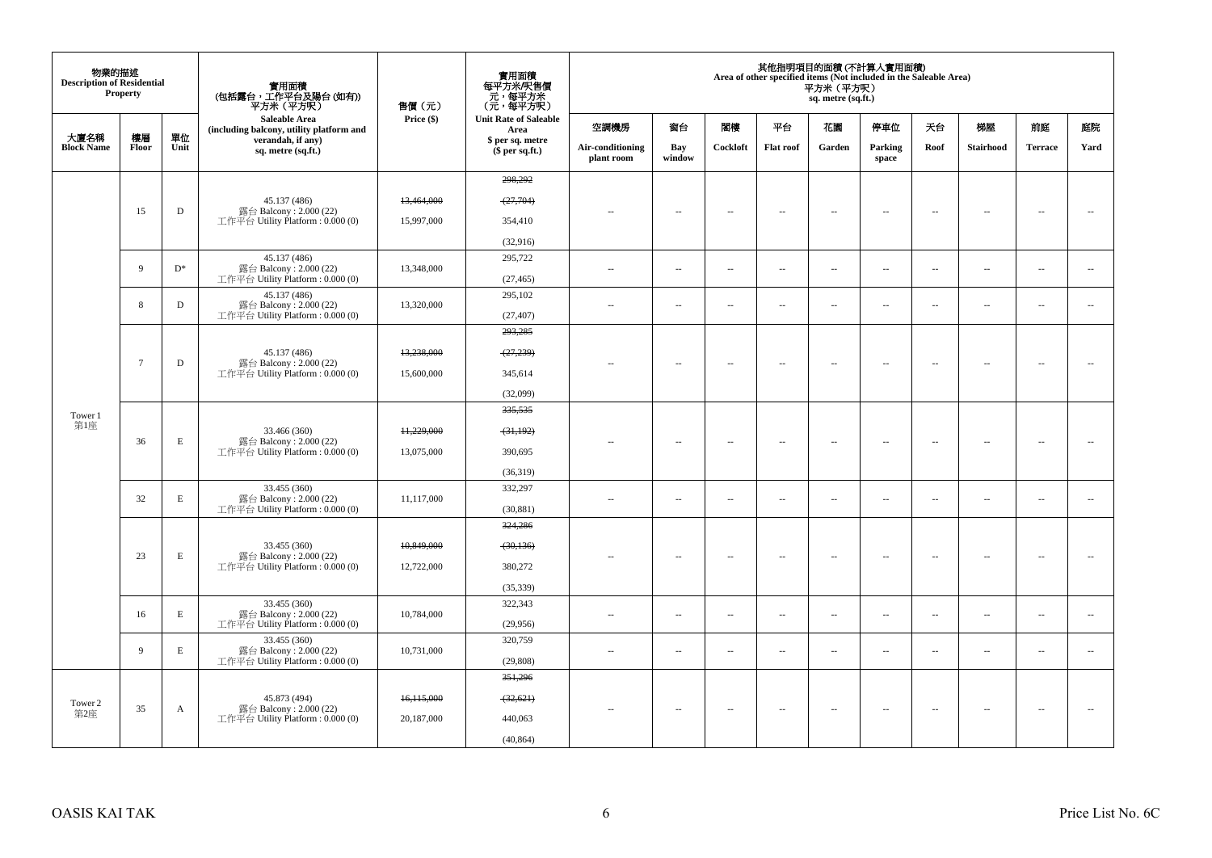| 物業的描述 Description of Residential Property | | | 實用面積 (包括露台，工作平台及陽台 (如有)) 平方米（平方呎） Saleable Area (including balcony, utility platform and verandah, if any) sq. metre (sq.ft.) | 售價（元） Price ($) | 實用面積 每平方米/呎售價 元，每平方米 (元，每平方呎) Unit Rate of Saleable Area $ per sq. metre ($ per sq.ft.) | 其他指明項目的面積 (不計算入實用面積) Area of other specified items (Not included in the Saleable Area) 平方米（平方呎） sq. metre (sq.ft.) | | | | | | | | | |
|---|---|---|---|---|---|---|---|---|---|---|---|---|---|---|---|
| 大廈名稱 Block Name | 樓層 Floor | 單位 Unit | | | | 空調機房 Air-conditioning plant room | 窗台 Bay window | 閣樓 Cockloft | 平台 Flat roof | 花園 Garden | 停車位 Parking space | 天台 Roof | 梯屋 Stairhood | 前庭 Terrace | 庭院 Yard |
| Tower 1 第1座 | 15 | D | 45.137 (486) 露台 Balcony : 2.000 (22) 工作平台 Utility Platform : 0.000 (0) | ~~13,464,000~~ 15,997,000 | ~~298,292~~ ~~(27,704)~~ 354,410 (32,916) | -- | -- | -- | -- | -- | -- | -- | -- | -- | -- |
| | 9 | D* | 45.137 (486) 露台 Balcony : 2.000 (22) 工作平台 Utility Platform : 0.000 (0) | 13,348,000 | 295,722 (27,465) | -- | -- | -- | -- | -- | -- | -- | -- | -- | -- |
| | 8 | D | 45.137 (486) 露台 Balcony : 2.000 (22) 工作平台 Utility Platform : 0.000 (0) | 13,320,000 | 295,102 (27,407) | -- | -- | -- | -- | -- | -- | -- | -- | -- | -- |
| | 7 | D | 45.137 (486) 露台 Balcony : 2.000 (22) 工作平台 Utility Platform : 0.000 (0) | ~~13,238,000~~ 15,600,000 | ~~293,285~~ ~~(27,239)~~ 345,614 (32,099) | -- | -- | -- | -- | -- | -- | -- | -- | -- | -- |
| | 36 | E | 33.466 (360) 露台 Balcony : 2.000 (22) 工作平台 Utility Platform : 0.000 (0) | ~~11,229,000~~ 13,075,000 | ~~335,535~~ ~~(31,192)~~ 390,695 (36,319) | -- | -- | -- | -- | -- | -- | -- | -- | -- | -- |
| | 32 | E | 33.455 (360) 露台 Balcony : 2.000 (22) 工作平台 Utility Platform : 0.000 (0) | 11,117,000 | 332,297 (30,881) | -- | -- | -- | -- | -- | -- | -- | -- | -- | -- |
| | 23 | E | 33.455 (360) 露台 Balcony : 2.000 (22) 工作平台 Utility Platform : 0.000 (0) | ~~10,849,000~~ 12,722,000 | ~~324,286~~ ~~(30,136)~~ 380,272 (35,339) | -- | -- | -- | -- | -- | -- | -- | -- | -- | -- |
| | 16 | E | 33.455 (360) 露台 Balcony : 2.000 (22) 工作平台 Utility Platform : 0.000 (0) | 10,784,000 | 322,343 (29,956) | -- | -- | -- | -- | -- | -- | -- | -- | -- | -- |
| | 9 | E | 33.455 (360) 露台 Balcony : 2.000 (22) 工作平台 Utility Platform : 0.000 (0) | 10,731,000 | 320,759 (29,808) | -- | -- | -- | -- | -- | -- | -- | -- | -- | -- |
| Tower 2 第2座 | 35 | A | 45.873 (494) 露台 Balcony : 2.000 (22) 工作平台 Utility Platform : 0.000 (0) | ~~16,115,000~~ 20,187,000 | ~~351,296~~ ~~(32,621)~~ 440,063 (40,864) | -- | -- | -- | -- | -- | -- | -- | -- | -- | -- |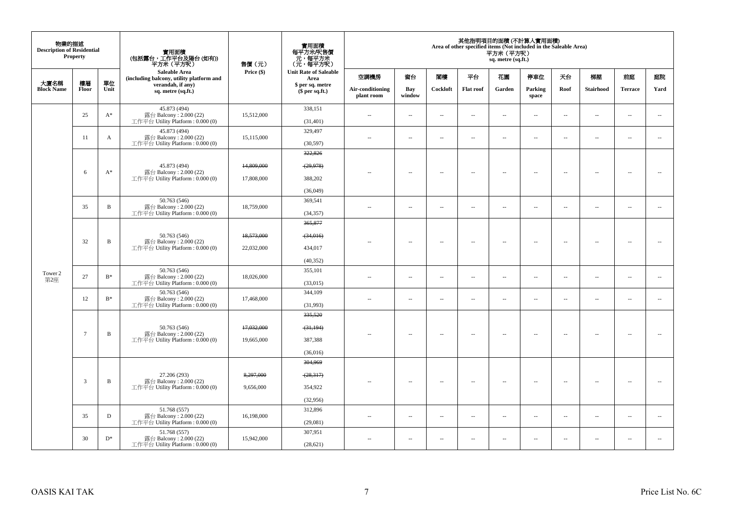| 物業的描述 Description of Residential Property | | | 實用面積 (包括露台，工作平台及陽台 (如有)) 平方米 (平方呎) Saleable Area (including balcony, utility platform and verandah, if any) sq. metre (sq.ft.) | 售價 (元) Price ($) | 實用面積 每平方米/呎售價 元，每平方米 (元，每平方呎) Unit Rate of Saleable Area $ per sq. metre ($ per sq.ft.) | 其他指明項目的面積 (不計算入實用面積) Area of other specified items (Not included in the Saleable Area) 平方米 (平方呎) sq. metre (sq.ft.) | | | | | | | | | |
|---|---|---|---|---|---|---|---|---|---|---|---|---|---|---|---|
| 大廈名稱 Block Name | 樓層 Floor | 單位 Unit | | | | 空調機房 Air-conditioning plant room | 窗台 Bay window | 閣樓 Cockloft | 平台 Flat roof | 花園 Garden | 停車位 Parking space | 天台 Roof | 梯屋 Stairhood | 前庭 Terrace | 庭院 Yard |
| Tower 2 第2座 | 25 | A* | 45.873 (494) 露台 Balcony : 2.000 (22) 工作平台 Utility Platform : 0.000 (0) | 15,512,000 | 338,151 (31,401) | -- | -- | -- | -- | -- | -- | -- | -- | -- | -- |
| | 11 | A | 45.873 (494) 露台 Balcony : 2.000 (22) 工作平台 Utility Platform : 0.000 (0) | 15,115,000 | 329,497 (30,597) | -- | -- | -- | -- | -- | -- | -- | -- | -- | -- |
| | 6 | A* | 45.873 (494) 露台 Balcony : 2.000 (22) 工作平台 Utility Platform : 0.000 (0) | ~~14,809,000~~ 17,808,000 | ~~322,826~~ ~~(29,978)~~ 388,202 (36,049) | -- | -- | -- | -- | -- | -- | -- | -- | -- | -- |
| | 35 | B | 50.763 (546) 露台 Balcony : 2.000 (22) 工作平台 Utility Platform : 0.000 (0) | 18,759,000 | 369,541 (34,357) | -- | -- | -- | -- | -- | -- | -- | -- | -- | -- |
| | 32 | B | 50.763 (546) 露台 Balcony : 2.000 (22) 工作平台 Utility Platform : 0.000 (0) | ~~18,573,000~~ 22,032,000 | ~~365,877~~ ~~(34,016)~~ 434,017 (40,352) | -- | -- | -- | -- | -- | -- | -- | -- | -- | -- |
| | 27 | B* | 50.763 (546) 露台 Balcony : 2.000 (22) 工作平台 Utility Platform : 0.000 (0) | 18,026,000 | 355,101 (33,015) | -- | -- | -- | -- | -- | -- | -- | -- | -- | -- |
| | 12 | B* | 50.763 (546) 露台 Balcony : 2.000 (22) 工作平台 Utility Platform : 0.000 (0) | 17,468,000 | 344,109 (31,993) | -- | -- | -- | -- | -- | -- | -- | -- | -- | -- |
| | 7 | B | 50.763 (546) 露台 Balcony : 2.000 (22) 工作平台 Utility Platform : 0.000 (0) | ~~17,032,000~~ 19,665,000 | ~~335,520~~ ~~(31,194)~~ 387,388 (36,016) | -- | -- | -- | -- | -- | -- | -- | -- | -- | -- |
| | 3 | B | 27.206 (293) 露台 Balcony : 2.000 (22) 工作平台 Utility Platform : 0.000 (0) | ~~8,297,000~~ 9,656,000 | ~~304,969~~ ~~(28,317)~~ 354,922 (32,956) | -- | -- | -- | -- | -- | -- | -- | -- | -- | -- |
| | 35 | D | 51.768 (557) 露台 Balcony : 2.000 (22) 工作平台 Utility Platform : 0.000 (0) | 16,198,000 | 312,896 (29,081) | -- | -- | -- | -- | -- | -- | -- | -- | -- | -- |
| | 30 | D* | 51.768 (557) 露台 Balcony : 2.000 (22) 工作平台 Utility Platform : 0.000 (0) | 15,942,000 | 307,951 (28,621) | -- | -- | -- | -- | -- | -- | -- | -- | -- | -- |

OASIS KAI TAK

Price List No. 6C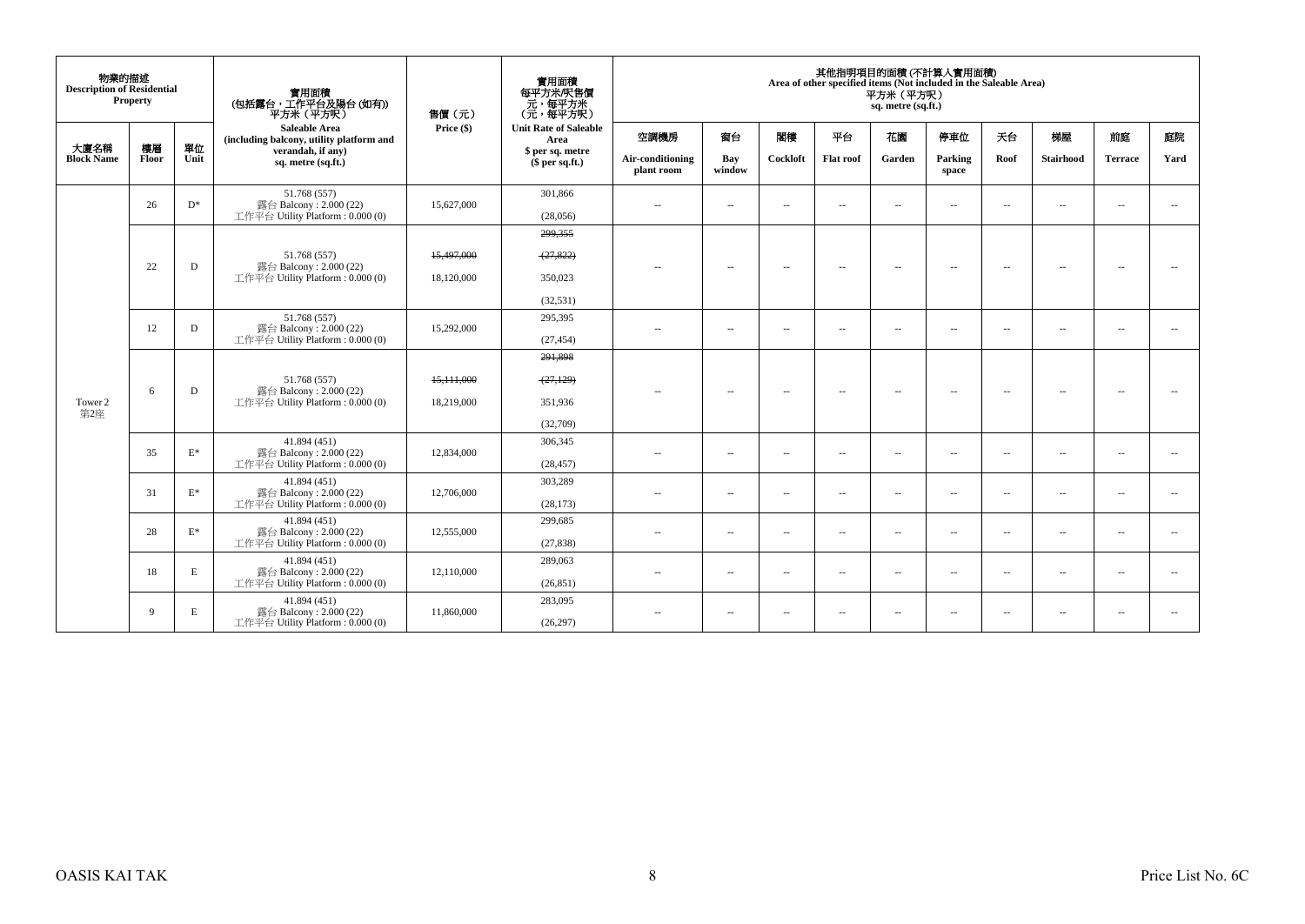| 物業的描述 Description of Residential Property | | | 實用面積 (包括露台，工作平台及陽台 (如有)) 平方米（平方呎） Saleable Area (including balcony, utility platform and verandah, if any) sq. metre (sq.ft.) | 售價（元） Price ($) | 實用面積 每平方米/呎售價 元，每平方米 (元，每平方呎) Unit Rate of Saleable Area $ per sq. metre ($ per sq.ft.) | 其他指明項目的面積 (不計算入實用面積) Area of other specified items (Not included in the Saleable Area) 平方米（平方呎） sq. metre (sq.ft.) | | | | | | | | | |
|---|---|---|---|---|---|---|---|---|---|---|---|---|---|---|---|
| 大廈名稱 Block Name | 樓層 Floor | 單位 Unit | | | | 空調機房 Air-conditioning plant room | 窗台 Bay window | 閣樓 Cockloft | 平台 Flat roof | 花園 Garden | 停車位 Parking space | 天台 Roof | 梯屋 Stairhood | 前庭 Terrace | 庭院 Yard |
| Tower 2 第2座 | 26 | D* | 51.768 (557) 露台 Balcony : 2.000 (22) 工作平台 Utility Platform : 0.000 (0) | 15,627,000 | 301,866 (28,056) | -- | -- | -- | -- | -- | -- | -- | -- | -- | -- |
| | 22 | D | 51.768 (557) 露台 Balcony : 2.000 (22) 工作平台 Utility Platform : 0.000 (0) | ~~15,497,000~~ 18,120,000 | ~~299,355~~ ~~(27,822)~~ 350,023 (32,531) | -- | -- | -- | -- | -- | -- | -- | -- | -- | -- |
| | 12 | D | 51.768 (557) 露台 Balcony : 2.000 (22) 工作平台 Utility Platform : 0.000 (0) | 15,292,000 | 295,395 (27,454) | -- | -- | -- | -- | -- | -- | -- | -- | -- | -- |
| | 6 | D | 51.768 (557) 露台 Balcony : 2.000 (22) 工作平台 Utility Platform : 0.000 (0) | ~~15,111,000~~ 18,219,000 | ~~291,898~~ ~~(27,129)~~ 351,936 (32,709) | -- | -- | -- | -- | -- | -- | -- | -- | -- | -- |
| | 35 | E* | 41.894 (451) 露台 Balcony : 2.000 (22) 工作平台 Utility Platform : 0.000 (0) | 12,834,000 | 306,345 (28,457) | -- | -- | -- | -- | -- | -- | -- | -- | -- | -- |
| | 31 | E* | 41.894 (451) 露台 Balcony : 2.000 (22) 工作平台 Utility Platform : 0.000 (0) | 12,706,000 | 303,289 (28,173) | -- | -- | -- | -- | -- | -- | -- | -- | -- | -- |
| | 28 | E* | 41.894 (451) 露台 Balcony : 2.000 (22) 工作平台 Utility Platform : 0.000 (0) | 12,555,000 | 299,685 (27,838) | -- | -- | -- | -- | -- | -- | -- | -- | -- | -- |
| | 18 | E | 41.894 (451) 露台 Balcony : 2.000 (22) 工作平台 Utility Platform : 0.000 (0) | 12,110,000 | 289,063 (26,851) | -- | -- | -- | -- | -- | -- | -- | -- | -- | -- |
| | 9 | E | 41.894 (451) 露台 Balcony : 2.000 (22) 工作平台 Utility Platform : 0.000 (0) | 11,860,000 | 283,095 (26,297) | -- | -- | -- | -- | -- | -- | -- | -- | -- | -- |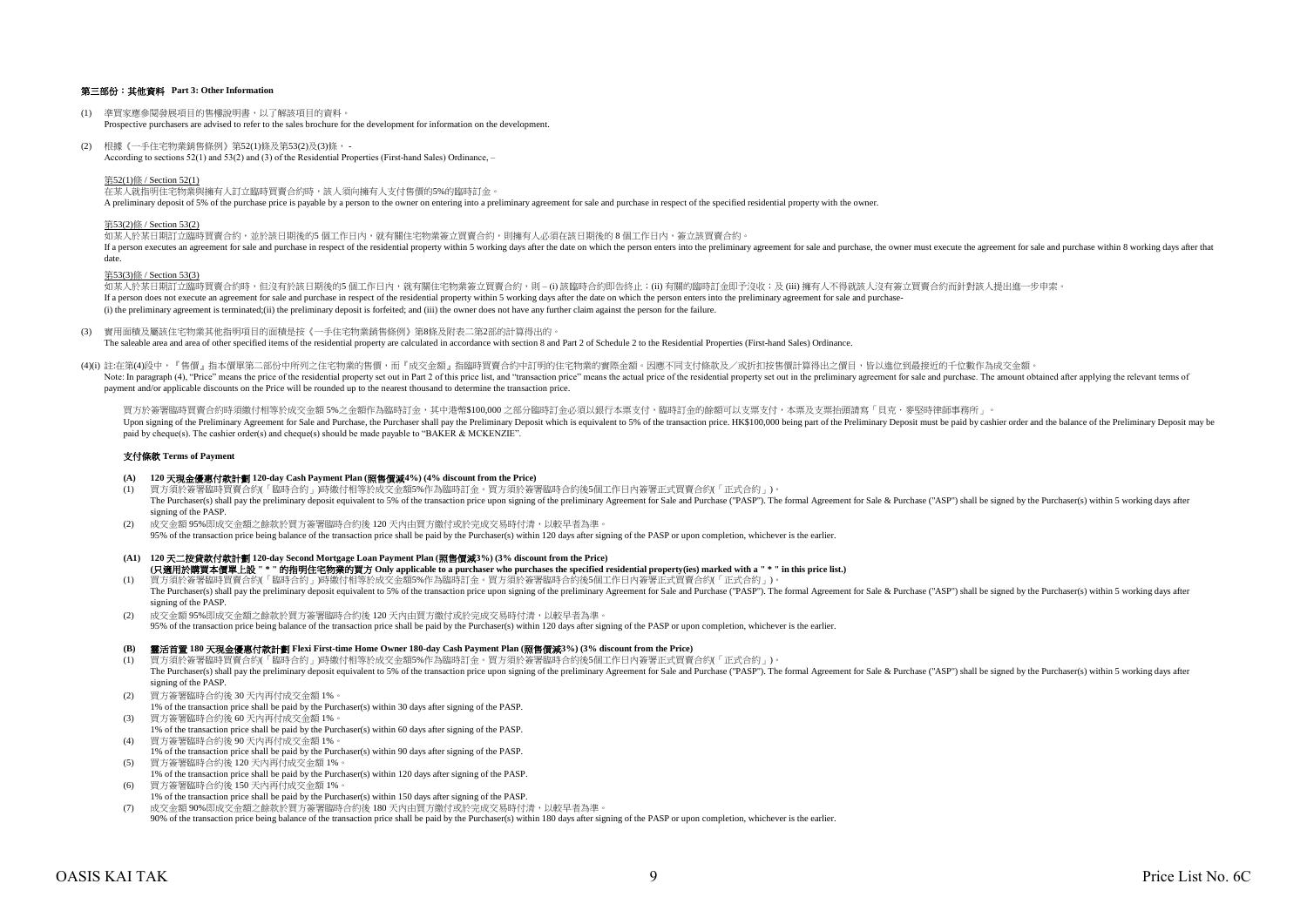### 第三部份：其他資料 Part 3: Other Information

(1) 準買家應參閱發展項目的售樓說明書，以了解該項目的資料。
Prospective purchasers are advised to refer to the sales brochure for the development for information on the development.

(2) 根據《一手住宅物業銷售條例》第52(1)條及第53(2)及(3)條， -
According to sections 52(1) and 53(2) and (3) of the Residential Properties (First-hand Sales) Ordinance, –

第52(1)條 / Section 52(1)
在某人就指明住宅物業與擁有人訂立臨時買賣合約時，該人須向擁有人支付售價的5%的臨時訂金。
A preliminary deposit of 5% of the purchase price is payable by a person to the owner on entering into a preliminary agreement for sale and purchase in respect of the specified residential property with the owner.

第53(2)條 / Section 53(2)
如某人於某日期訂立臨時買賣合約，並於該日期後的5 個工作日內，就有關住宅物業簽立買賣合約，則擁有人必須在該日期後的 8 個工作日內，簽立該買賣合約。
If a person executes an agreement for sale and purchase in respect of the residential property within 5 working days after the date on which the person enters into the preliminary agreement for sale and purchase, the owner must execute the agreement for sale and purchase within 8 working days after that date.

第53(3)條 / Section 53(3)
如某人於某日期訂立臨時買賣合約時，但沒有於該日期後的5 個工作日內，就有關住宅物業簽立買賣合約，則 – (i) 該臨時合約即告終止；(ii) 有關的臨時訂金即予沒收；及 (iii) 擁有人不得就該人沒有簽立買賣合約而針對該人提出進一步申索。
If a person does not execute an agreement for sale and purchase in respect of the residential property within 5 working days after the date on which the person enters into the preliminary agreement for sale and purchase-
(i) the preliminary agreement is terminated;(ii) the preliminary deposit is forfeited; and (iii) the owner does not have any further claim against the person for the failure.

(3) 實用面積及屬該住宅物業其他指明項目的面積是按《一手住宅物業銷售條例》第8條及附表二第2部的計算得出的。
The saleable area and area of other specified items of the residential property are calculated in accordance with section 8 and Part 2 of Schedule 2 to the Residential Properties (First-hand Sales) Ordinance.

(4)(i) 註:在第(4)段中，『售價』指本價單第二部份中所列之住宅物業的售價，而『成交金額』指臨時買賣合約中訂明的住宅物業的實際金額。因應不同支付條款及／或折扣按售價計算得出之價目，皆以進位到最接近的千位數作為成交金額。
Note: In paragraph (4), "Price" means the price of the residential property set out in Part 2 of this price list, and "transaction price" means the actual price of the residential property set out in the preliminary agreement for sale and purchase. The amount obtained after applying the relevant terms of payment and/or applicable discounts on the Price will be rounded up to the nearest thousand to determine the transaction price.

買方於簽署臨時買賣合約時須繳付相等於成交金額 5%之金額作為臨時訂金，其中港幣$100,000 之部分臨時訂金必須以銀行本票支付，臨時訂金的餘額可以支票支付，本票及支票抬頭請寫「貝克．麥堅時律師事務所」。
Upon signing of the Preliminary Agreement for Sale and Purchase, the Purchaser shall pay the Preliminary Deposit which is equivalent to 5% of the transaction price. HK$100,000 being part of the Preliminary Deposit must be paid by cashier order and the balance of the Preliminary Deposit may be paid by cheque(s). The cashier order(s) and cheque(s) should be made payable to "BAKER & MCKENZIE".

#### 支付條款 Terms of Payment

**(A) 120 天現金優惠付款計劃 120-day Cash Payment Plan (照售價減4%) (4% discount from the Price)**

(1) 買方須於簽署臨時買賣合約(「臨時合約」)時繳付相等於成交金額5%作為臨時訂金。買方須於簽署臨時合約後5個工作日內簽署正式買賣合約(「正式合約」)。
The Purchaser(s) shall pay the preliminary deposit equivalent to 5% of the transaction price upon signing of the preliminary Agreement for Sale and Purchase ("PASP"). The formal Agreement for Sale & Purchase ("ASP") shall be signed by the Purchaser(s) within 5 working days after signing of the PASP.

(2) 成交金額 95%即成交金額之餘款於買方簽署臨時合約後 120 天內由買方繳付或於完成交易時付清，以較早者為準。
95% of the transaction price being balance of the transaction price shall be paid by the Purchaser(s) within 120 days after signing of the PASP or upon completion, whichever is the earlier.

**(A1) 120 天二按貸款付款計劃 120-day Second Mortgage Loan Payment Plan (照售價減3%) (3% discount from the Price)**
**(只適用於購買本價單上設 " * " 的指明住宅物業的買方 Only applicable to a purchaser who purchases the specified residential property(ies) marked with a " * " in this price list.)**

(1) 買方須於簽署臨時買賣合約(「臨時合約」)時繳付相等於成交金額5%作為臨時訂金。買方須於簽署臨時合約後5個工作日內簽署正式買賣合約(「正式合約」)。
The Purchaser(s) shall pay the preliminary deposit equivalent to 5% of the transaction price upon signing of the preliminary Agreement for Sale and Purchase ("PASP"). The formal Agreement for Sale & Purchase ("ASP") shall be signed by the Purchaser(s) within 5 working days after signing of the PASP.

(2) 成交金額 95%即成交金額之餘款於買方簽署臨時合約後 120 天內由買方繳付或於完成交易時付清，以較早者為準。
95% of the transaction price being balance of the transaction price shall be paid by the Purchaser(s) within 120 days after signing of the PASP or upon completion, whichever is the earlier.

**(B) 靈活首置 180 天現金優惠付款計劃 Flexi First-time Home Owner 180-day Cash Payment Plan (照售價減3%) (3% discount from the Price)**

(1) 買方須於簽署臨時買賣合約(「臨時合約」)時繳付相等於成交金額5%作為臨時訂金。買方須於簽署臨時合約後5個工作日內簽署正式買賣合約(「正式合約」)。
The Purchaser(s) shall pay the preliminary deposit equivalent to 5% of the transaction price upon signing of the preliminary Agreement for Sale and Purchase ("PASP"). The formal Agreement for Sale & Purchase ("ASP") shall be signed by the Purchaser(s) within 5 working days after signing of the PASP.

(2) 買方簽署臨時合約後 30 天內再付成交金額 1%。
1% of the transaction price shall be paid by the Purchaser(s) within 30 days after signing of the PASP.

(3) 買方簽署臨時合約後 60 天內再付成交金額 1%。
1% of the transaction price shall be paid by the Purchaser(s) within 60 days after signing of the PASP.

(4) 買方簽署臨時合約後 90 天內再付成交金額 1%。
1% of the transaction price shall be paid by the Purchaser(s) within 90 days after signing of the PASP.

(5) 買方簽署臨時合約後 120 天內再付成交金額 1%。
1% of the transaction price shall be paid by the Purchaser(s) within 120 days after signing of the PASP.

(6) 買方簽署臨時合約後 150 天內再付成交金額 1%。
1% of the transaction price shall be paid by the Purchaser(s) within 150 days after signing of the PASP.

(7) 成交金額 90%即成交金額之餘款於買方簽署臨時合約後 180 天內由買方繳付或於完成交易時付清，以較早者為準。
90% of the transaction price being balance of the transaction price shall be paid by the Purchaser(s) within 180 days after signing of the PASP or upon completion, whichever is the earlier.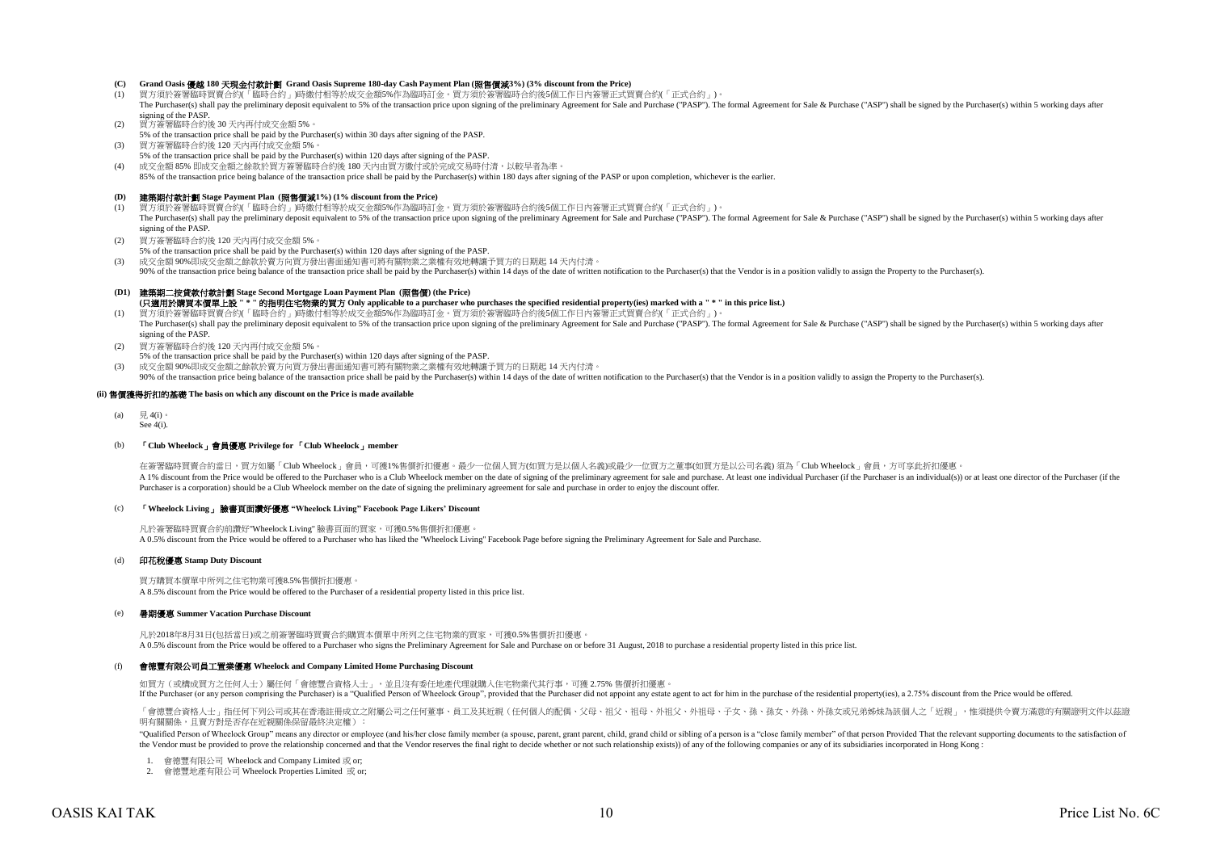**(C) Grand Oasis 優越 180 天現金付款計劃 Grand Oasis Supreme 180-day Cash Payment Plan (照售價減3%) (3% discount from the Price)**

(1) 買方須於簽署臨時買賣合約(「臨時合約」)時繳付相等於成交金額5%作為臨時訂金。買方須於簽署臨時合約後5個工作日內簽署正式買賣合約(「正式合約」)。
The Purchaser(s) shall pay the preliminary deposit equivalent to 5% of the transaction price upon signing of the preliminary Agreement for Sale and Purchase ("PASP"). The formal Agreement for Sale & Purchase ("ASP") shall be signed by the Purchaser(s) within 5 working days after signing of the PASP.

(2) 買方簽署臨時合約後 30 天內再付成交金額 5%。
5% of the transaction price shall be paid by the Purchaser(s) within 30 days after signing of the PASP.

(3) 買方簽署臨時合約後 120 天內再付成交金額 5%。
5% of the transaction price shall be paid by the Purchaser(s) within 120 days after signing of the PASP.

(4) 成交金額 85% 即成交金額之餘款於買方簽署臨時合約後 180 天內由買方繳付或於完成交易時付清，以較早者為準。
85% of the transaction price being balance of the transaction price shall be paid by the Purchaser(s) within 180 days after signing of the PASP or upon completion, whichever is the earlier.

**(D) 建築期付款計劃 Stage Payment Plan (照售價減1%) (1% discount from the Price)**

(1) 買方須於簽署臨時買賣合約(「臨時合約」)時繳付相等於成交金額5%作為臨時訂金。買方須於簽署臨時合約後5個工作日內簽署正式買賣合約(「正式合約」)。
The Purchaser(s) shall pay the preliminary deposit equivalent to 5% of the transaction price upon signing of the preliminary Agreement for Sale and Purchase ("PASP"). The formal Agreement for Sale & Purchase ("ASP") shall be signed by the Purchaser(s) within 5 working days after signing of the PASP.

(2) 買方簽署臨時合約後 120 天內再付成交金額 5%。
5% of the transaction price shall be paid by the Purchaser(s) within 120 days after signing of the PASP.

(3) 成交金額 90%即成交金額之餘款於賣方向買方發出書面通知書可將有關物業之業權有效地轉讓予買方的日期起 14 天內付清。
90% of the transaction price being balance of the transaction price shall be paid by the Purchaser(s) within 14 days of the date of written notification to the Purchaser(s) that the Vendor is in a position validly to assign the Property to the Purchaser(s).

**(D1) 建築期二按貸款付款計劃 Stage Second Mortgage Loan Payment Plan (照售價) (the Price)**
**(只適用於購買本價單上設 " * " 的指明住宅物業的買方 Only applicable to a purchaser who purchases the specified residential property(ies) marked with a " * " in this price list.)**

(1) 買方須於簽署臨時買賣合約(「臨時合約」)時繳付相等於成交金額5%作為臨時訂金。買方須於簽署臨時合約後5個工作日內簽署正式買賣合約(「正式合約」)。
The Purchaser(s) shall pay the preliminary deposit equivalent to 5% of the transaction price upon signing of the preliminary Agreement for Sale and Purchase ("PASP"). The formal Agreement for Sale & Purchase ("ASP") shall be signed by the Purchaser(s) within 5 working days after signing of the PASP.

(2) 買方簽署臨時合約後 120 天內再付成交金額 5%。
5% of the transaction price shall be paid by the Purchaser(s) within 120 days after signing of the PASP.

(3) 成交金額 90%即成交金額之餘款於賣方向買方發出書面通知書可將有關物業之業權有效地轉讓予買方的日期起 14 天內付清。
90% of the transaction price being balance of the transaction price shall be paid by the Purchaser(s) within 14 days of the date of written notification to the Purchaser(s) that the Vendor is in a position validly to assign the Property to the Purchaser(s).

**(ii) 售價獲得折扣的基礎 The basis on which any discount on the Price is made available**

(a) 見 4(i)。
See 4(i).

(b) **「Club Wheelock」會員優惠 Privilege for 「Club Wheelock」member**

在簽署臨時買賣合約當日，買方如屬「Club Wheelock」會員，可獲1%售價折扣優惠。最少一位個人買方(如買方是以個人名義)或最少一位買方之董事(如買方是以公司名義) 須為「Club Wheelock」會員，方可享此折扣優惠。
A 1% discount from the Price would be offered to the Purchaser who is a Club Wheelock member on the date of signing of the preliminary agreement for sale and purchase. At least one individual Purchaser (if the Purchaser is an individual(s)) or at least one director of the Purchaser (if the Purchaser is a corporation) should be a Club Wheelock member on the date of signing the preliminary agreement for sale and purchase in order to enjoy the discount offer.

(c) **「Wheelock Living」 臉書頁面讚好優惠 "Wheelock Living" Facebook Page Likers' Discount**

凡於簽署臨時買賣合約前讚好"Wheelock Living" 臉書頁面的買家，可獲0.5%售價折扣優惠。
A 0.5% discount from the Price would be offered to a Purchaser who has liked the "Wheelock Living" Facebook Page before signing the Preliminary Agreement for Sale and Purchase.

(d) **印花稅優惠 Stamp Duty Discount**

買方購買本價單中所列之住宅物業可獲8.5%售價折扣優惠。
A 8.5% discount from the Price would be offered to the Purchaser of a residential property listed in this price list.

(e) **暑期優惠 Summer Vacation Purchase Discount**

凡於2018年8月31日(包括當日)或之前簽署臨時買賣合約購買本價單中所列之住宅物業的買家，可獲0.5%售價折扣優惠。
A 0.5% discount from the Price would be offered to a Purchaser who signs the Preliminary Agreement for Sale and Purchase on or before 31 August, 2018 to purchase a residential property listed in this price list.

(f) **會德豐有限公司員工置業優惠 Wheelock and Company Limited Home Purchasing Discount**

如買方（或構成買方之任何人士）屬任何「會德豐合資格人士」，並且沒有委任地產代理就購入住宅物業代其行事，可獲 2.75% 售價折扣優惠。
If the Purchaser (or any person comprising the Purchaser) is a "Qualified Person of Wheelock Group", provided that the Purchaser did not appoint any estate agent to act for him in the purchase of the residential property(ies), a 2.75% discount from the Price would be offered.

「會德豐合資格人士」指任何下列公司或其在香港註冊成立之附屬公司之任何董事、員工及其近親（任何個人的配偶、父母、祖父、祖母、外祖父、外祖母、子女、孫、孫女、外孫、外孫女或兄弟姊妹為該個人之「近親」，惟須提供令賣方滿意的有關證明文件以茲證明有關關係，且賣方對是否存在近親關係保留最終決定權）：
"Qualified Person of Wheelock Group" means any director or employee (and his/her close family member (a spouse, parent, grant parent, child, grand child or sibling of a person is a "close family member" of that person Provided That the relevant supporting documents to the satisfaction of the Vendor must be provided to prove the relationship concerned and that the Vendor reserves the final right to decide whether or not such relationship exists)) of any of the following companies or any of its subsidiaries incorporated in Hong Kong :

1. 會德豐有限公司 Wheelock and Company Limited 或 or;
2. 會德豐地產有限公司 Wheelock Properties Limited 或 or;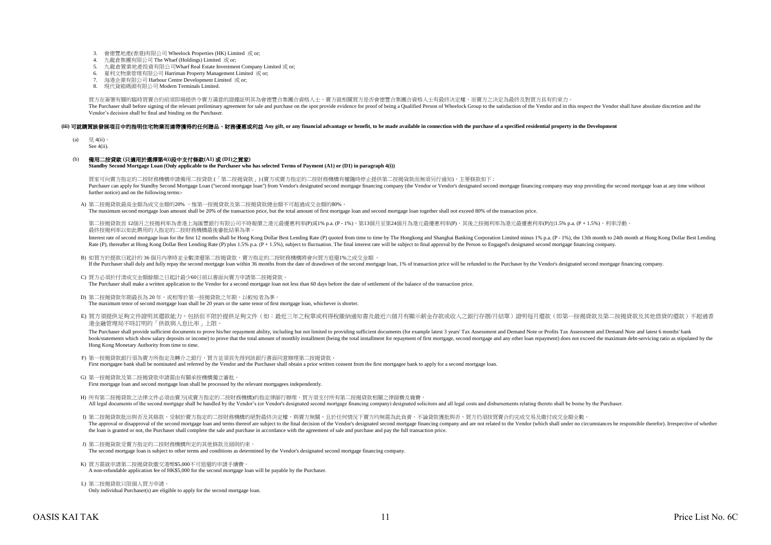3. 會德豐地產(香港)有限公司 Wheelock Properties (HK) Limited 或 or;
4. 九龍倉集團有限公司 The Wharf (Holdings) Limited 或 or;
5. 九龍倉置業地產投資有限公司Wharf Real Estate Investment Company Limited 或 or;
6. 夏利文物業管理有限公司 Harriman Property Management Limited 或 or;
7. 海港企業有限公司 Harbour Centre Development Limited 或 or;
8. 現代貨箱碼頭有限公司 Modern Terminals Limited.

買方在簽署有關的臨時買賣合約前須即場提供令賣方滿意的證據証明其為會德豐合集團合資格人士，賣方就相關買方是否會德豐合集團合資格人士有最終決定權，而賣方之決定為最終及對買方具有約束力。
The Purchaser shall before signing of the relevant preliminary agreement for sale and purchase on the spot provide evidence for proof of being a Qualified Person of Wheelock Group to the satisfaction of the Vendor and in this respect the Vendor shall have absolute discretion and the Vendor's decision shall be final and binding on the Purchaser.

**(iii) 可就購買該發展項目中的指明住宅物業而連帶獲得的任何贈品、財務優惠或利益 Any gift, or any financial advantage or benefit, to be made available in connection with the purchase of a specified residential property in the Development**

(a) 見 4(ii)。
See 4(ii).

(b) **備用二按貸款 (只適用於選擇第4(i)段中支付條款(A1) 或 (D1)之買家)**
**Standby Second Mortgage Loan (Only applicable to the Purchaser who has selected Terms of Payment (A1) or (D1) in paragraph 4(i))**

買家可向賣方指定的二按財務機構申請備用二按貸款 (「第二按揭貸款」) (賣方或賣方指定的二按財務機構有權隨時停止提供第二按揭貸款而無須另行通知)，主要條款如下：
Purchaser can apply for Standby Second Mortgage Loan ("second mortgage loan") from Vendor's designated second mortgage financing company (the Vendor or Vendor's designated second mortgage financing company may stop providing the second mortgage loan at any time without further notice) and on the following terms:-

A) 第二按揭貸款最高金額為成交金額的20% ，惟第一按揭貸款及第二按揭貸款總金額不可超過成交金額的80%。
The maximum second mortgage loan amount shall be 20% of the transaction price, but the total amount of first mortgage loan and second mortgage loan together shall not exceed 80% of the transaction price.

第二按揭貸款首 12個月之按揭利率為香港上海匯豐銀行有限公司不時報價之港元最優惠利率(P)減1% p.a. (P - 1%)，第13個月至第24個月為港元最優惠利率(P)，其後之按揭利率為港元最優惠利率(P)加1.5% p.a. (P + 1.5%)，利率浮動。最終按揭利率以如此聘用的人指定的二按財務機構最後審批結果為準。
Interest rate of second mortgage loan for the first 12 months shall be Hong Kong Dollar Best Lending Rate (P) quoted from time to time by The Hongkong and Shanghai Banking Corporation Limited minus 1% p.a. (P - 1%), the 13th month to 24th month at Hong Kong Dollar Best Lending Rate (P), thereafter at Hong Kong Dollar Best Lending Rate (P) plus 1.5% p.a. (P + 1.5%), subject to fluctuation. The final interest rate will be subject to final approval by the Person so Engaged's designated second mortgage financing company.

B) 如買方於提款日起計的 36 個月內準時並全數清還第二按揭貸款，賣方指定的二按財務機構將會向買方退還1%之成交金額 。
If the Purchaser shall duly and fully repay the second mortgage loan within 36 months from the date of drawdown of the second mortgage loan, 1% of transaction price will be refunded to the Purchaser by the Vendor's designated second mortgage financing company.

C) 買方必須於付清成交金額餘額之日起計最少60日前以書面向賣方申請第二按揭貸款。
The Purchaser shall make a written application to the Vendor for a second mortgage loan not less than 60 days before the date of settlement of the balance of the transaction price.

D) 第二按揭貸款年期最長為 20 年，或相等於第一按揭貸款之年期，以較短者為準。
The maximum tenor of second mortgage loan shall be 20 years or the same tenor of first mortgage loan, whichever is shorter.

E) 買方須提供足夠文件證明其還款能力，包括但不限於提供足夠文件（如：最近三年之稅單或利得稅繳納通知書及最近六個月有顯示薪金存款或收入之銀行存摺/月結單）證明每月還款（即第一按揭貸款及第二按揭貸款及其他借貸的還款）不超過香港金融管理局不時訂明的「供款與入息比率」上限。
The Purchaser shall provide sufficient documents to prove his/her repayment ability, including but not limited to providing sufficient documents (for example latest 3 years' Tax Assessment and Demand Note or Profits Tax Assessment and Demand Note and latest 6 months' bank book/statements which show salary deposits or income) to prove that the total amount of monthly installment (being the total installment for repayment of first mortgage, second mortgage and any other loan repayment) does not exceed the maximum debt-servicing ratio as stipulated by the Hong Kong Monetary Authority from time to time.

F) 第一按揭貸款銀行須為賣方所指定及轉介之銀行，買方並須首先得到該銀行書面同意辦理第二按揭貸款。
First mortgagee bank shall be nominated and referred by the Vendor and the Purchaser shall obtain a prior written consent from the first mortgagee bank to apply for a second mortgage loan.

G) 第一按揭貸款及第二按揭貸款申請需由有關承按機構獨立審批。
First mortgage loan and second mortgage loan shall be processed by the relevant mortgagees independently.

H) 所有第二按揭貸款之法律文件必須由賣方(或賣方指定的二按財務機構)的指定律師行辦理，買方須支付所有第二按揭貸款相關之律師費及雜費。
All legal documents of the second mortgage shall be handled by the Vendor's (or Vendor's designated second mortgage financing company) designated solicitors and all legal costs and disbursements relating thereto shall be borne by the Purchaser.

I) 第二按揭貸款批出與否及其條款，受制於賣方指定的二按財務機構的絕對最終決定權，與賣方無關，且於任何情況下賣方均無需為此負責。不論貸款獲批與否，買方仍須按買賣合約完成交易及繳付成交金額全數。
The approval or disapproval of the second mortgage loan and terms thereof are subject to the final decision of the Vendor's designated second mortgage financing company and are not related to the Vendor (which shall under no circumstances be responsible therefor). Irrespective of whether the loan is granted or not, the Purchaser shall complete the sale and purchase in accordance with the agreement of sale and purchase and pay the full transaction price.

J) 第二按揭貸款受賣方指定的二按財務機構所定的其他條款及細則約束。
The second mortgage loan is subject to other terms and conditions as determined by the Vendor's designated second mortgage financing company.

K) 買方需就申請第二按揭貸款繳交港幣$5,000不可退還的申請手續費。
A non-refundable application fee of HK$5,000 for the second mortgage loan will be payable by the Purchaser.

L) 第二按揭貸款只限個人買方申請。
Only individual Purchaser(s) are eligible to apply for the second mortgage loan.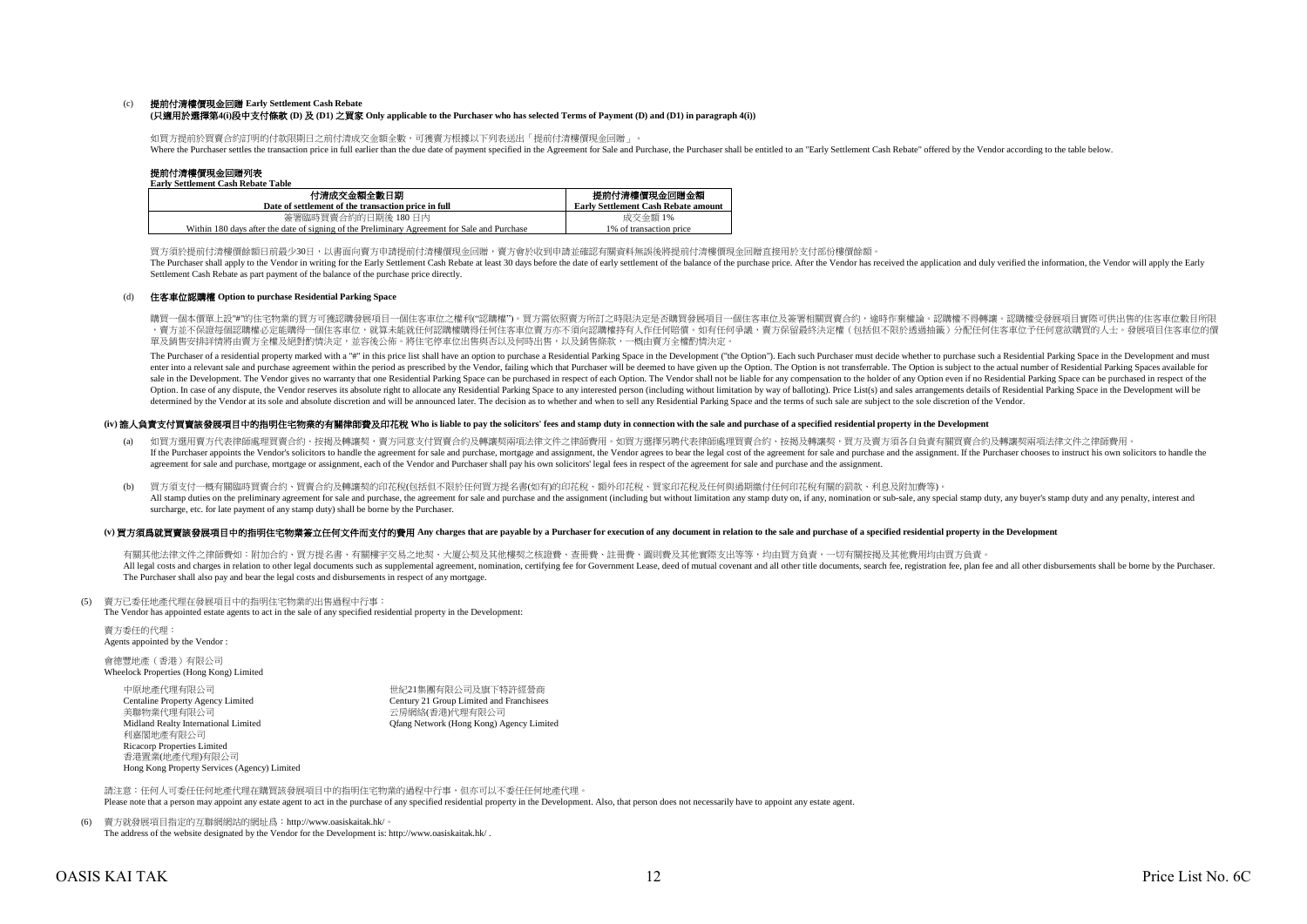(c) **提前付清樓價現金回贈 Early Settlement Cash Rebate**
**(只適用於選擇第4(i)段中支付條款 (D) 及 (D1) 之買家 Only applicable to the Purchaser who has selected Terms of Payment (D) and (D1) in paragraph 4(i))**

如買方提前於買賣合約訂明的付款限期日之前付清成交金額全數，可獲賣方根據以下列表送出「提前付清樓價現金回贈」。
Where the Purchaser settles the transaction price in full earlier than the due date of payment specified in the Agreement for Sale and Purchase, the Purchaser shall be entitled to an "Early Settlement Cash Rebate" offered by the Vendor according to the table below.

**提前付清樓價現金回贈列表**
**Early Settlement Cash Rebate Table**

| 付清成交金額全數日期<br>Date of settlement of the transaction price in full | 提前付清樓價現金回贈金額<br>Early Settlement Cash Rebate amount |
|---|---|
| 簽署臨時買賣合約的日期後 180 日內<br>Within 180 days after the date of signing of the Preliminary Agreement for Sale and Purchase | 成交金額 1%<br>1% of transaction price |

買方須於提前付清樓價餘額日前最少30日，以書面向賣方申請提前付清樓價現金回贈，賣方會於收到申請並確認有關資料無誤後將提前付清樓價現金回贈直接用於支付部份樓價餘額。
The Purchaser shall apply to the Vendor in writing for the Early Settlement Cash Rebate at least 30 days before the date of early settlement of the balance of the purchase price. After the Vendor has received the application and duly verified the information, the Vendor will apply the Early Settlement Cash Rebate as part payment of the balance of the purchase price directly.

(d) **住客車位認購權 Option to purchase Residential Parking Space**

購買一個本價單上設"#"的住宅物業的買方可獲認購發展項目一個住客車位之權利("認購權")。買方需依照賣方所訂之時限決定是否購買發展項目一個住客車位及簽署相關買賣合約，逾時作棄權論。認購權不得轉讓。認購權受發展項目實際可供出售的住客車位數目所限，賣方並不保證每個認購權必定能購得一個住客車位，就算未能就任何認購權購得任何住客車位賣方亦不須向認購權持有人作任何賠償。如有任何爭議，賣方保留最終決定權（包括但不限於透過抽籤）分配任何住客車位予任何意欲購買的人士。發展項目住客車位的價單及銷售安排詳情將由賣方全權及絕對酌情決定，並容後公佈。將住宅停車位出售與否以及何時出售，以及銷售條款，一概由賣方全權酌情決定。

The Purchaser of a residential property marked with a "#" in this price list shall have an option to purchase a Residential Parking Space in the Development ("the Option"). Each such Purchaser must decide whether to purchase such a Residential Parking Space in the Development and must enter into a relevant sale and purchase agreement within the period as prescribed by the Vendor, failing which that Purchaser will be deemed to have given up the Option. The Option is not transferrable. The Option is subject to the actual number of Residential Parking Spaces available for sale in the Development. The Vendor gives no warranty that one Residential Parking Space can be purchased in respect of each Option. The Vendor shall not be liable for any compensation to the holder of any Option even if no Residential Parking Space can be purchased in respect of the Option. In case of any dispute, the Vendor reserves its absolute right to allocate any Residential Parking Space to any interested person (including without limitation by way of balloting). Price List(s) and sales arrangements details of Residential Parking Space in the Development will be determined by the Vendor at its sole and absolute discretion and will be announced later. The decision as to whether and when to sell any Residential Parking Space and the terms of such sale are subject to the sole discretion of the Vendor.

### (iv) 誰人負責支付買賣該發展項目中的指明住宅物業的有關律師費及印花稅 Who is liable to pay the solicitors' fees and stamp duty in connection with the sale and purchase of a specified residential property in the Development

(a) 如買方選用賣方代表律師處理買賣合約、按揭及轉讓契，賣方同意支付買賣合約及轉讓契兩項法律文件之律師費用。如買方選擇另聘代表律師處理買賣合約、按揭及轉讓契，買方及賣方須各自負責有關買賣合約及轉讓契兩項法律文件之律師費用。
If the Purchaser appoints the Vendor's solicitors to handle the agreement for sale and purchase, mortgage and assignment, the Vendor agrees to bear the legal cost of the agreement for sale and purchase and the assignment. If the Purchaser chooses to instruct his own solicitors to handle the agreement for sale and purchase, mortgage or assignment, each of the Vendor and Purchaser shall pay his own solicitors' legal fees in respect of the agreement for sale and purchase and the assignment.

(b) 買方須支付一概有關臨時買賣合約、買賣合約及轉讓契的印花稅(包括但不限於任何買方提名書(如有)的印花稅、額外印花稅、買家印花稅及任何與過期繳付任何印花稅有關的罰款、利息及附加費等)。
All stamp duties on the preliminary agreement for sale and purchase, the agreement for sale and purchase and the assignment (including but without limitation any stamp duty on, if any, nomination or sub-sale, any special stamp duty, any buyer's stamp duty and any penalty, interest and surcharge, etc. for late payment of any stamp duty) shall be borne by the Purchaser.

### (v) 買方須爲就買賣該發展項目中的指明住宅物業簽立任何文件而支付的費用 Any charges that are payable by a Purchaser for execution of any document in relation to the sale and purchase of a specified residential property in the Development

有關其他法律文件之律師費如：附加合約、買方提名書、有關樓宇交易之地契、大廈公契及其他樓契之核證費、查冊費、註冊費、圖則費及其他實際支出等等，均由買方負責，一切有關按揭及其他費用均由買方負責。
All legal costs and charges in relation to other legal documents such as supplemental agreement, nomination, certifying fee for Government Lease, deed of mutual covenant and all other title documents, search fee, registration fee, plan fee and all other disbursements shall be borne by the Purchaser. The Purchaser shall also pay and bear the legal costs and disbursements in respect of any mortgage.

(5) 賣方已委任地產代理在發展項目中的指明住宅物業的出售過程中行事：
The Vendor has appointed estate agents to act in the sale of any specified residential property in the Development:

賣方委任的代理：
Agents appointed by the Vendor :

會德豐地產（香港）有限公司
Wheelock Properties (Hong Kong) Limited

中原地產代理有限公司
Centaline Property Agency Limited
美聯物業代理有限公司
Midland Realty International Limited
利嘉閣地產有限公司
Ricacorp Properties Limited
香港置業(地產代理)有限公司
Hong Kong Property Services (Agency) Limited
世紀21集團有限公司及旗下特許經營商
Century 21 Group Limited and Franchisees
云房網絡(香港)代理有限公司
Qfang Network (Hong Kong) Agency Limited

請注意：任何人可委任任何地產代理在購買該發展項目中的指明住宅物業的過程中行事，但亦可以不委任任何地產代理。
Please note that a person may appoint any estate agent to act in the purchase of any specified residential property in the Development. Also, that person does not necessarily have to appoint any estate agent.

(6) 賣方就發展項目指定的互聯網網站的網址爲：http://www.oasiskaitak.hk/。
The address of the website designated by the Vendor for the Development is: http://www.oasiskaitak.hk/ .